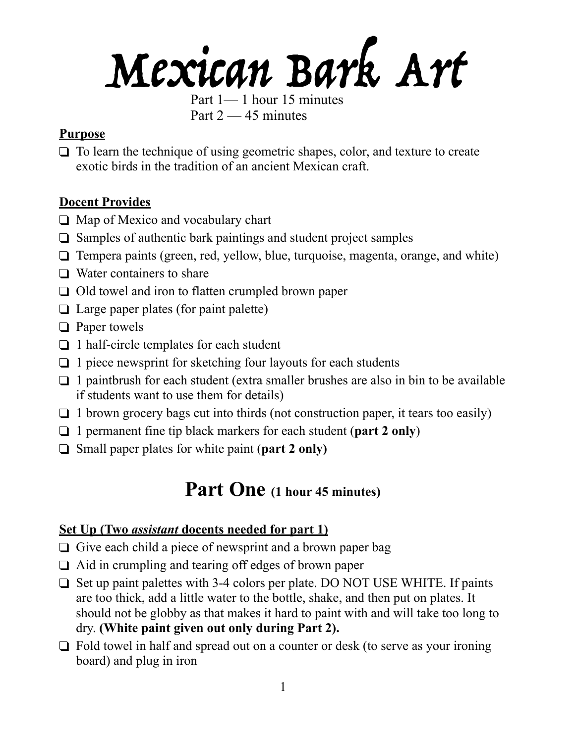# Mexican Bark Art

Part 1— 1 hour 15 minutes
Part 2 — 45 minutes

**Purpose**

- ❑ To learn the technique of using geometric shapes, color, and texture to create exotic birds in the tradition of an ancient Mexican craft.

**Docent Provides**

- ❑ Map of Mexico and vocabulary chart
- ❑ Samples of authentic bark paintings and student project samples
- ❑ Tempera paints (green, red, yellow, blue, turquoise, magenta, orange, and white)
- ❑ Water containers to share
- ❑ Old towel and iron to flatten crumpled brown paper
- ❑ Large paper plates (for paint palette)
- ❑ Paper towels
- ❑ 1 half-circle templates for each student
- ❑ 1 piece newsprint for sketching four layouts for each students
- ❑ 1 paintbrush for each student (extra smaller brushes are also in bin to be available if students want to use them for details)
- ❑ 1 brown grocery bags cut into thirds (not construction paper, it tears too easily)
- ❑ 1 permanent fine tip black markers for each student (**part 2 only**)
- ❑ Small paper plates for white paint (**part 2 only)**

## Part One (1 hour 45 minutes)

**Set Up (Two *assistant* docents needed for part 1)**

- ❑ Give each child a piece of newsprint and a brown paper bag
- ❑ Aid in crumpling and tearing off edges of brown paper
- ❑ Set up paint palettes with 3-4 colors per plate. DO NOT USE WHITE. If paints are too thick, add a little water to the bottle, shake, and then put on plates. It should not be globby as that makes it hard to paint with and will take too long to dry. **(White paint given out only during Part 2).**
- ❑ Fold towel in half and spread out on a counter or desk (to serve as your ironing board) and plug in iron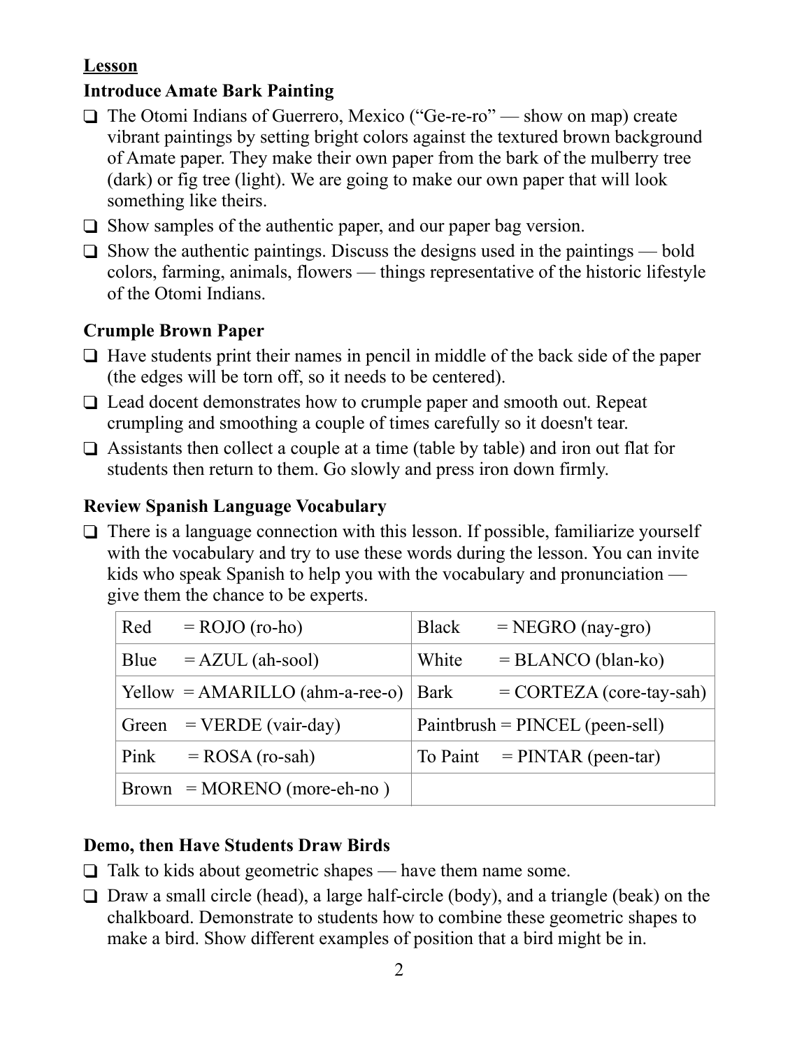**Lesson**

### Introduce Amate Bark Painting

- ❑ The Otomi Indians of Guerrero, Mexico ("Ge-re-ro" — show on map) create vibrant paintings by setting bright colors against the textured brown background of Amate paper. They make their own paper from the bark of the mulberry tree (dark) or fig tree (light). We are going to make our own paper that will look something like theirs.
- ❑ Show samples of the authentic paper, and our paper bag version.
- ❑ Show the authentic paintings. Discuss the designs used in the paintings — bold colors, farming, animals, flowers — things representative of the historic lifestyle of the Otomi Indians.

### Crumple Brown Paper

- ❑ Have students print their names in pencil in middle of the back side of the paper (the edges will be torn off, so it needs to be centered).
- ❑ Lead docent demonstrates how to crumple paper and smooth out. Repeat crumpling and smoothing a couple of times carefully so it doesn't tear.
- ❑ Assistants then collect a couple at a time (table by table) and iron out flat for students then return to them. Go slowly and press iron down firmly.

### Review Spanish Language Vocabulary

- ❑ There is a language connection with this lesson. If possible, familiarize yourself with the vocabulary and try to use these words during the lesson. You can invite kids who speak Spanish to help you with the vocabulary and pronunciation — give them the chance to be experts.

| | |
|---|---|
| Red = ROJO (ro-ho) | Black = NEGRO (nay-gro) |
| Blue = AZUL (ah-sool) | White = BLANCO (blan-ko) |
| Yellow = AMARILLO (ahm-a-ree-o) | Bark = CORTEZA (core-tay-sah) |
| Green = VERDE (vair-day) | Paintbrush = PINCEL (peen-sell) |
| Pink = ROSA (ro-sah) | To Paint = PINTAR (peen-tar) |
| Brown = MORENO (more-eh-no ) | |

### Demo, then Have Students Draw Birds

- ❑ Talk to kids about geometric shapes — have them name some.
- ❑ Draw a small circle (head), a large half-circle (body), and a triangle (beak) on the chalkboard. Demonstrate to students how to combine these geometric shapes to make a bird. Show different examples of position that a bird might be in.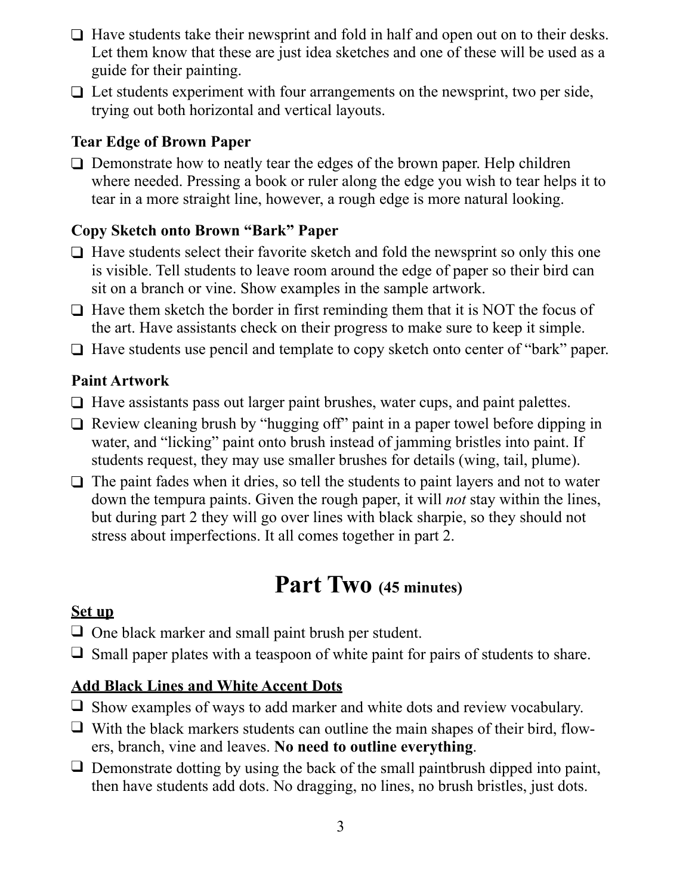- [ ] Have students take their newsprint and fold in half and open out on to their desks. Let them know that these are just idea sketches and one of these will be used as a guide for their painting.
- [ ] Let students experiment with four arrangements on the newsprint, two per side, trying out both horizontal and vertical layouts.

### Tear Edge of Brown Paper

- [ ] Demonstrate how to neatly tear the edges of the brown paper. Help children where needed. Pressing a book or ruler along the edge you wish to tear helps it to tear in a more straight line, however, a rough edge is more natural looking.

### Copy Sketch onto Brown "Bark" Paper

- [ ] Have students select their favorite sketch and fold the newsprint so only this one is visible. Tell students to leave room around the edge of paper so their bird can sit on a branch or vine. Show examples in the sample artwork.
- [ ] Have them sketch the border in first reminding them that it is NOT the focus of the art. Have assistants check on their progress to make sure to keep it simple.
- [ ] Have students use pencil and template to copy sketch onto center of "bark" paper.

### Paint Artwork

- [ ] Have assistants pass out larger paint brushes, water cups, and paint palettes.
- [ ] Review cleaning brush by "hugging off" paint in a paper towel before dipping in water, and "licking" paint onto brush instead of jamming bristles into paint. If students request, they may use smaller brushes for details (wing, tail, plume).
- [ ] The paint fades when it dries, so tell the students to paint layers and not to water down the tempura paints. Given the rough paper, it will *not* stay within the lines, but during part 2 they will go over lines with black sharpie, so they should not stress about imperfections. It all comes together in part 2.

## Part Two (45 minutes)

### Set up

- [ ] One black marker and small paint brush per student.
- [ ] Small paper plates with a teaspoon of white paint for pairs of students to share.

### Add Black Lines and White Accent Dots

- [ ] Show examples of ways to add marker and white dots and review vocabulary.
- [ ] With the black markers students can outline the main shapes of their bird, flowers, branch, vine and leaves. **No need to outline everything**.
- [ ] Demonstrate dotting by using the back of the small paintbrush dipped into paint, then have students add dots. No dragging, no lines, no brush bristles, just dots.